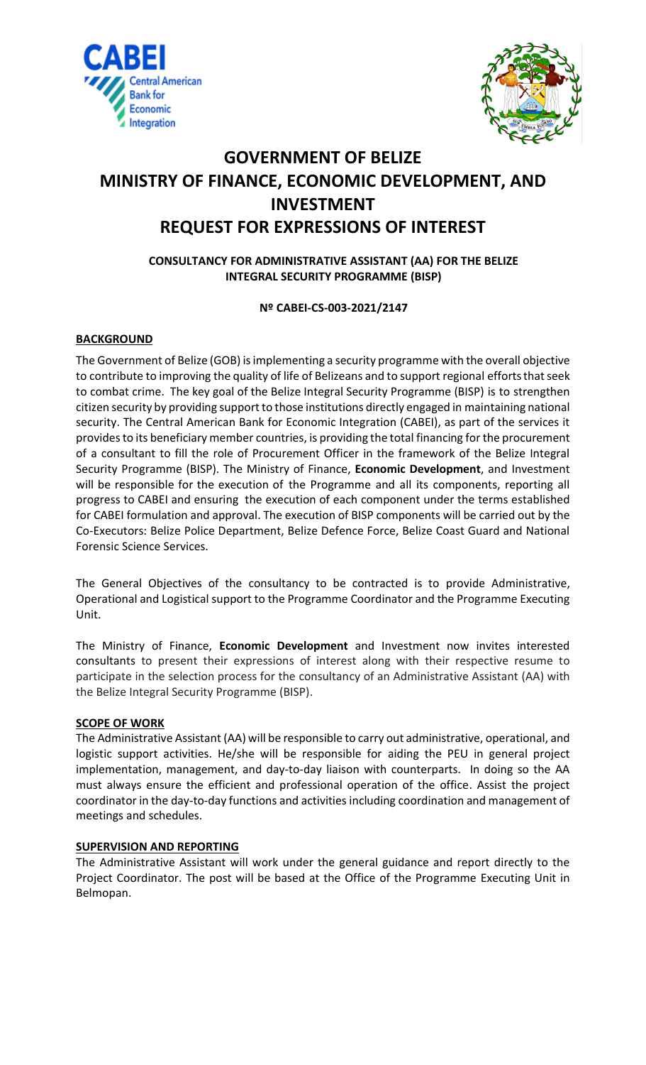# GOVERNMENT OF BELIZE
# MINISTRY OF FINANCE, ECONOMIC DEVELOPMENT, AND INVESTMENT
# REQUEST FOR EXPRESSIONS OF INTEREST

**CONSULTANCY FOR ADMINISTRATIVE ASSISTANT (AA) FOR THE BELIZE INTEGRAL SECURITY PROGRAMME (BISP)**

**Nº CABEI-CS-003-2021/2147**

## BACKGROUND

The Government of Belize (GOB) is implementing a security programme with the overall objective to contribute to improving the quality of life of Belizeans and to support regional efforts that seek to combat crime. The key goal of the Belize Integral Security Programme (BISP) is to strengthen citizen security by providing support to those institutions directly engaged in maintaining national security. The Central American Bank for Economic Integration (CABEI), as part of the services it provides to its beneficiary member countries, is providing the total financing for the procurement of a consultant to fill the role of Procurement Officer in the framework of the Belize Integral Security Programme (BISP). The Ministry of Finance, **Economic Development**, and Investment will be responsible for the execution of the Programme and all its components, reporting all progress to CABEI and ensuring the execution of each component under the terms established for CABEI formulation and approval. The execution of BISP components will be carried out by the Co-Executors: Belize Police Department, Belize Defence Force, Belize Coast Guard and National Forensic Science Services.

The General Objectives of the consultancy to be contracted is to provide Administrative, Operational and Logistical support to the Programme Coordinator and the Programme Executing Unit.

The Ministry of Finance, **Economic Development** and Investment now invites interested consultants to present their expressions of interest along with their respective resume to participate in the selection process for the consultancy of an Administrative Assistant (AA) with the Belize Integral Security Programme (BISP).

## SCOPE OF WORK

The Administrative Assistant (AA) will be responsible to carry out administrative, operational, and logistic support activities. He/she will be responsible for aiding the PEU in general project implementation, management, and day-to-day liaison with counterparts. In doing so the AA must always ensure the efficient and professional operation of the office. Assist the project coordinator in the day-to-day functions and activities including coordination and management of meetings and schedules.

## SUPERVISION AND REPORTING

The Administrative Assistant will work under the general guidance and report directly to the Project Coordinator. The post will be based at the Office of the Programme Executing Unit in Belmopan.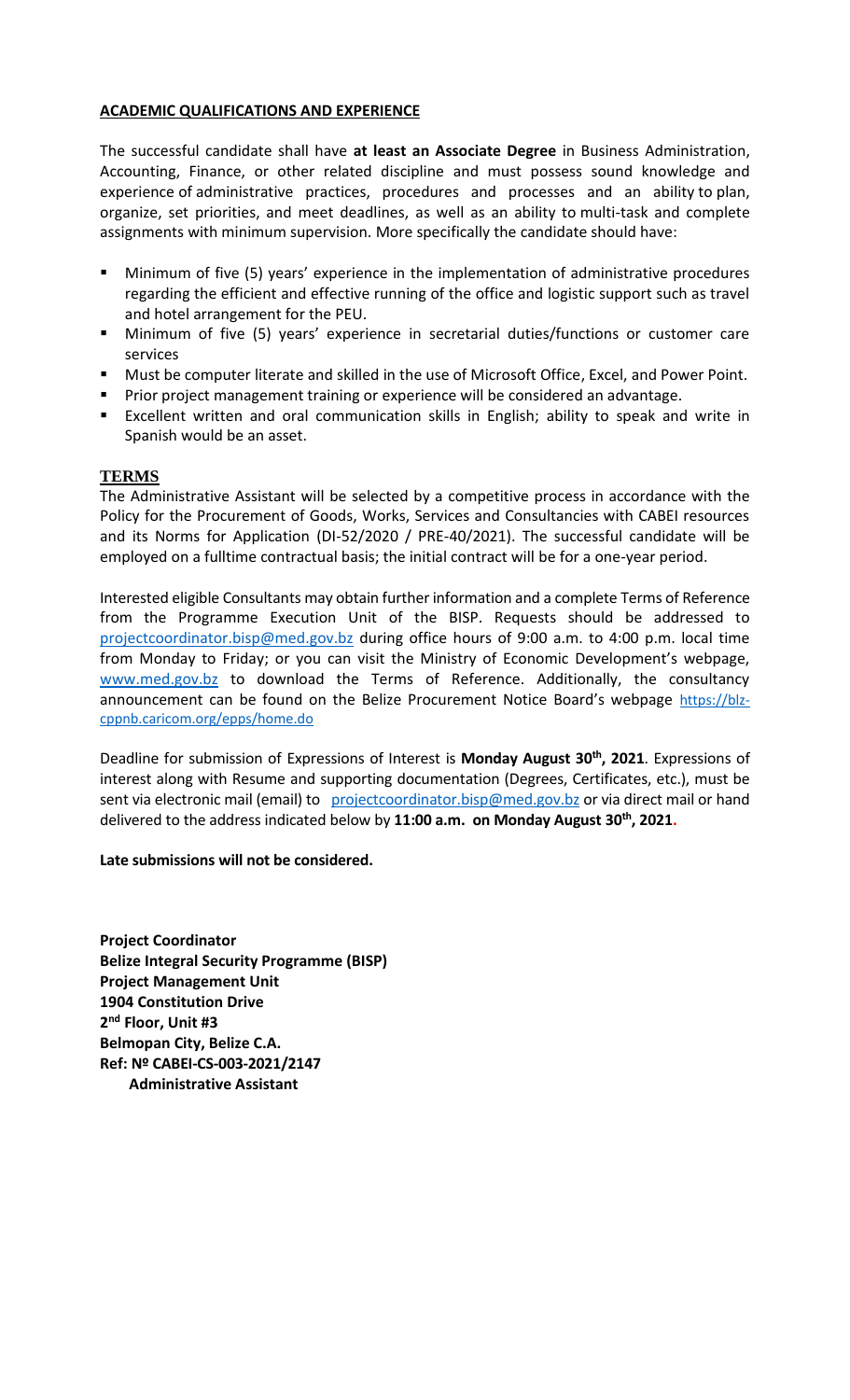## ACADEMIC QUALIFICATIONS AND EXPERIENCE

The successful candidate shall have **at least an Associate Degree** in Business Administration, Accounting, Finance, or other related discipline and must possess sound knowledge and experience of administrative practices, procedures and processes and an ability to plan, organize, set priorities, and meet deadlines, as well as an ability to multi-task and complete assignments with minimum supervision. More specifically the candidate should have:

- Minimum of five (5) years' experience in the implementation of administrative procedures regarding the efficient and effective running of the office and logistic support such as travel and hotel arrangement for the PEU.
- Minimum of five (5) years' experience in secretarial duties/functions or customer care services
- Must be computer literate and skilled in the use of Microsoft Office, Excel, and Power Point.
- Prior project management training or experience will be considered an advantage.
- Excellent written and oral communication skills in English; ability to speak and write in Spanish would be an asset.

## TERMS

The Administrative Assistant will be selected by a competitive process in accordance with the Policy for the Procurement of Goods, Works, Services and Consultancies with CABEI resources and its Norms for Application (DI-52/2020 / PRE-40/2021). The successful candidate will be employed on a fulltime contractual basis; the initial contract will be for a one-year period.

Interested eligible Consultants may obtain further information and a complete Terms of Reference from the Programme Execution Unit of the BISP. Requests should be addressed to projectcoordinator.bisp@med.gov.bz during office hours of 9:00 a.m. to 4:00 p.m. local time from Monday to Friday; or you can visit the Ministry of Economic Development's webpage, www.med.gov.bz to download the Terms of Reference. Additionally, the consultancy announcement can be found on the Belize Procurement Notice Board's webpage https://blz-cppnb.caricom.org/epps/home.do

Deadline for submission of Expressions of Interest is **Monday August 30th, 2021**. Expressions of interest along with Resume and supporting documentation (Degrees, Certificates, etc.), must be sent via electronic mail (email) to projectcoordinator.bisp@med.gov.bz or via direct mail or hand delivered to the address indicated below by **11:00 a.m. on Monday August 30th, 2021**.

**Late submissions will not be considered.**

**Project Coordinator**
**Belize Integral Security Programme (BISP)**
**Project Management Unit**
**1904 Constitution Drive**
**2nd Floor, Unit #3**
**Belmopan City, Belize C.A.**
**Ref: Nº CABEI-CS-003-2021/2147**
**Administrative Assistant**